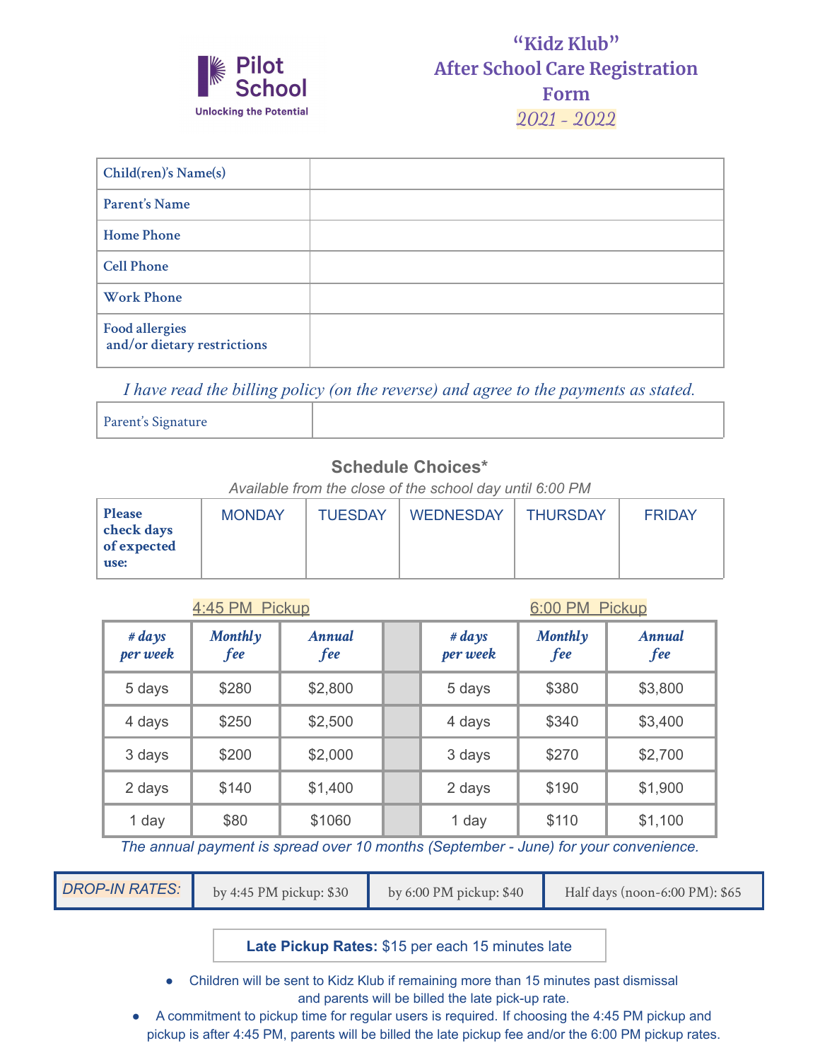Pilot School
Unlocking the Potential

# "Kidz Klub" After School Care Registration Form 2021 - 2022

| Child(ren)'s Name(s) | |
|---|---|
| Parent's Name | |
| Home Phone | |
| Cell Phone | |
| Work Phone | |
| Food allergies and/or dietary restrictions | |

*I have read the billing policy (on the reverse) and agree to the payments as stated.*

| Parent's Signature | |
|---|---|

## Schedule Choices*

*Available from the close of the school day until 6:00 PM*

| Please check days of expected use: | MONDAY | TUESDAY | WEDNESDAY | THURSDAY | FRIDAY |
|---|---|---|---|---|---|
| | | | | | |

| 4:45 PM Pickup | | | | 6:00 PM Pickup | | |
|---|---|---|---|---|---|---|
| *# days per week* | *Monthly fee* | *Annual fee* | | *# days per week* | *Monthly fee* | *Annual fee* |
| 5 days | $280 | $2,800 | | 5 days | $380 | $3,800 |
| 4 days | $250 | $2,500 | | 4 days | $340 | $3,400 |
| 3 days | $200 | $2,000 | | 3 days | $270 | $2,700 |
| 2 days | $140 | $1,400 | | 2 days | $190 | $1,900 |
| 1 day | $80 | $1060 | | 1 day | $110 | $1,100 |

*The annual payment is spread over 10 months (September - June) for your convenience.*

| *DROP-IN RATES:* | by 4:45 PM pickup: $30 | by 6:00 PM pickup: $40 | Half days (noon-6:00 PM): $65 |
|---|---|---|---|

**Late Pickup Rates:** $15 per each 15 minutes late

- Children will be sent to Kidz Klub if remaining more than 15 minutes past dismissal and parents will be billed the late pick-up rate.
- A commitment to pickup time for regular users is required. If choosing the 4:45 PM pickup and pickup is after 4:45 PM, parents will be billed the late pickup fee and/or the 6:00 PM pickup rates.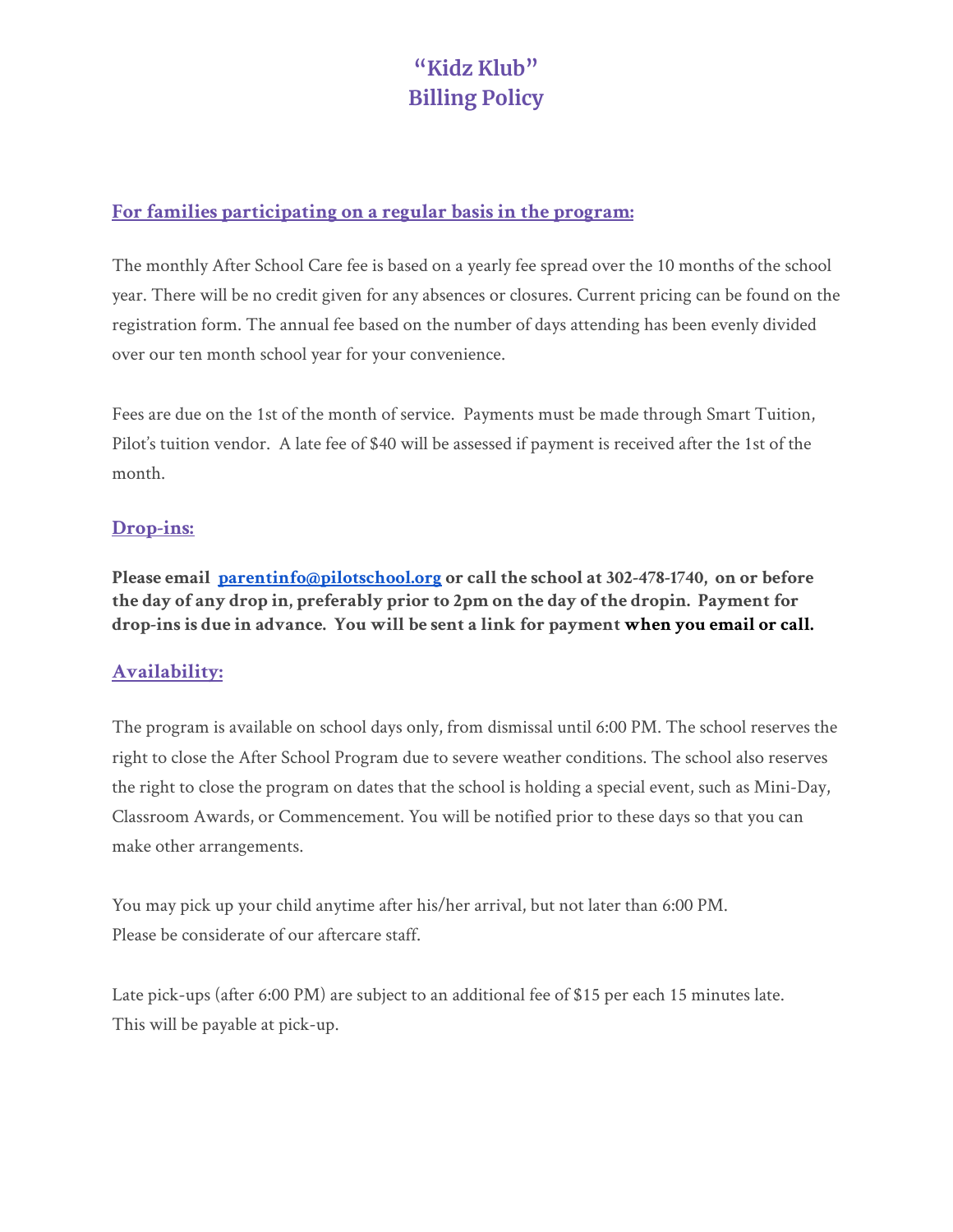# "Kidz Klub"
# Billing Policy

## For families participating on a regular basis in the program:

The monthly After School Care fee is based on a yearly fee spread over the 10 months of the school year. There will be no credit given for any absences or closures. Current pricing can be found on the registration form. The annual fee based on the number of days attending has been evenly divided over our ten month school year for your convenience.

Fees are due on the 1st of the month of service. Payments must be made through Smart Tuition, Pilot's tuition vendor. A late fee of $40 will be assessed if payment is received after the 1st of the month.

## Drop-ins:

**Please email [parentinfo@pilotschool.org](mailto:parentinfo@pilotschool.org) or call the school at 302-478-1740, on or before the day of any drop in, preferably prior to 2pm on the day of the dropin. Payment for drop-ins is due in advance. You will be sent a link for payment when you email or call.**

## Availability:

The program is available on school days only, from dismissal until 6:00 PM. The school reserves the right to close the After School Program due to severe weather conditions. The school also reserves the right to close the program on dates that the school is holding a special event, such as Mini-Day, Classroom Awards, or Commencement. You will be notified prior to these days so that you can make other arrangements.

You may pick up your child anytime after his/her arrival, but not later than 6:00 PM.
Please be considerate of our aftercare staff.

Late pick-ups (after 6:00 PM) are subject to an additional fee of $15 per each 15 minutes late.
This will be payable at pick-up.